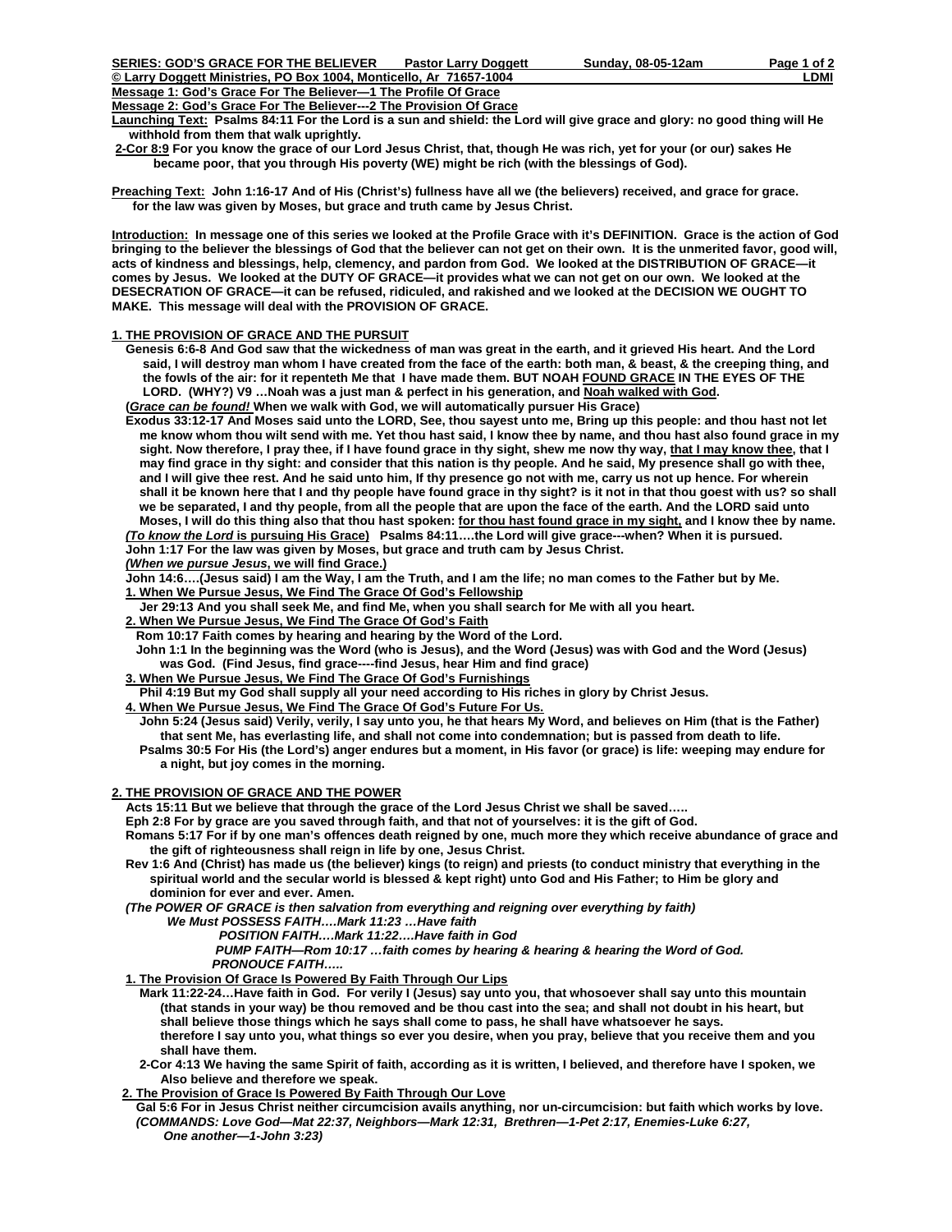**SERIES: GOD'S GRACE FOR THE BELIEVER** **Pastor Larry Doggett** **Sunday, 08-05-12am**

**© Larry Doggett Ministries, PO Box 1004, Monticello, Ar 71657-1004** **LDMI**

**Message 1: God's Grace For The Believer—1 The Profile Of Grace**

**Message 2: God's Grace For The Believer---2 The Provision Of Grace**

**Launching Text: Psalms 84:11 For the Lord is a sun and shield: the Lord will give grace and glory: no good thing will He withhold from them that walk uprightly.**

**2-Cor 8:9 For you know the grace of our Lord Jesus Christ, that, though He was rich, yet for your (or our) sakes He became poor, that you through His poverty (WE) might be rich (with the blessings of God).**

**Preaching Text: John 1:16-17 And of His (Christ's) fullness have all we (the believers) received, and grace for grace. for the law was given by Moses, but grace and truth came by Jesus Christ.**

**Introduction: In message one of this series we looked at the Profile Grace with it's DEFINITION. Grace is the action of God bringing to the believer the blessings of God that the believer can not get on their own. It is the unmerited favor, good will, acts of kindness and blessings, help, clemency, and pardon from God. We looked at the DISTRIBUTION OF GRACE—it comes by Jesus. We looked at the DUTY OF GRACE—it provides what we can not get on our own. We looked at the DESECRATION OF GRACE—it can be refused, ridiculed, and rakished and we looked at the DECISION WE OUGHT TO MAKE. This message will deal with the PROVISION OF GRACE.**

## 1. THE PROVISION OF GRACE AND THE PURSUIT

**Genesis 6:6-8 And God saw that the wickedness of man was great in the earth, and it grieved His heart. And the Lord said, I will destroy man whom I have created from the face of the earth: both man, & beast, & the creeping thing, and the fowls of the air: for it repenteth Me that I have made them. BUT NOAH FOUND GRACE IN THE EYES OF THE LORD. (WHY?) V9 …Noah was a just man & perfect in his generation, and Noah walked with God.**

**(*Grace can be found!* When we walk with God, we will automatically pursuer His Grace)**

**Exodus 33:12-17 And Moses said unto the LORD, See, thou sayest unto me, Bring up this people: and thou hast not let me know whom thou wilt send with me. Yet thou hast said, I know thee by name, and thou hast also found grace in my sight. Now therefore, I pray thee, if I have found grace in thy sight, shew me now thy way, that I may know thee, that I may find grace in thy sight: and consider that this nation is thy people. And he said, My presence shall go with thee, and I will give thee rest. And he said unto him, If thy presence go not with me, carry us not up hence. For wherein shall it be known here that I and thy people have found grace in thy sight? is it not in that thou goest with us? so shall we be separated, I and thy people, from all the people that are upon the face of the earth. And the LORD said unto Moses, I will do this thing also that thou hast spoken: for thou hast found grace in my sight, and I know thee by name.**

***(To know the Lord* is pursuing His Grace) Psalms 84:11….the Lord will give grace---when? When it is pursued.**

**John 1:17 For the law was given by Moses, but grace and truth cam by Jesus Christ.**

***(When we pursue Jesus*, we will find Grace.)**

**John 14:6….(Jesus said) I am the Way, I am the Truth, and I am the life; no man comes to the Father but by Me.**

1. **When We Pursue Jesus, We Find The Grace Of God's Fellowship**

   **Jer 29:13 And you shall seek Me, and find Me, when you shall search for Me with all you heart.**

2. **When We Pursue Jesus, We Find The Grace Of God's Faith**

   **Rom 10:17 Faith comes by hearing and hearing by the Word of the Lord.**

   **John 1:1 In the beginning was the Word (who is Jesus), and the Word (Jesus) was with God and the Word (Jesus) was God. (Find Jesus, find grace----find Jesus, hear Him and find grace)**

3. **When We Pursue Jesus, We Find The Grace Of God's Furnishings**

   **Phil 4:19 But my God shall supply all your need according to His riches in glory by Christ Jesus.**

4. **When We Pursue Jesus, We Find The Grace Of God's Future For Us.**

   **John 5:24 (Jesus said) Verily, verily, I say unto you, he that hears My Word, and believes on Him (that is the Father) that sent Me, has everlasting life, and shall not come into condemnation; but is passed from death to life.**

   **Psalms 30:5 For His (the Lord's) anger endures but a moment, in His favor (or grace) is life: weeping may endure for a night, but joy comes in the morning.**

## 2. THE PROVISION OF GRACE AND THE POWER

**Acts 15:11 But we believe that through the grace of the Lord Jesus Christ we shall be saved…..**

**Eph 2:8 For by grace are you saved through faith, and that not of yourselves: it is the gift of God.**

**Romans 5:17 For if by one man's offences death reigned by one, much more they which receive abundance of grace and the gift of righteousness shall reign in life by one, Jesus Christ.**

**Rev 1:6 And (Christ) has made us (the believer) kings (to reign) and priests (to conduct ministry that everything in the spiritual world and the secular world is blessed & kept right) unto God and His Father; to Him be glory and dominion for ever and ever. Amen.**

***(The POWER OF GRACE is then salvation from everything and reigning over everything by faith)***

***We Must POSSESS FAITH….Mark 11:23 …Have faith***

***POSITION FAITH….Mark 11:22….Have faith in God***

***PUMP FAITH—Rom 10:17 …faith comes by hearing & hearing & hearing the Word of God.***

***PRONOUCE FAITH…..***

1. **The Provision Of Grace Is Powered By Faith Through Our Lips**

   **Mark 11:22-24…Have faith in God. For verily I (Jesus) say unto you, that whosoever shall say unto this mountain (that stands in your way) be thou removed and be thou cast into the sea; and shall not doubt in his heart, but shall believe those things which he says shall come to pass, he shall have whatsoever he says.**
   **therefore I say unto you, what things so ever you desire, when you pray, believe that you receive them and you shall have them.**

   **2-Cor 4:13 We having the same Spirit of faith, according as it is written, I believed, and therefore have I spoken, we Also believe and therefore we speak.**

2. **The Provision of Grace Is Powered By Faith Through Our Love**

   **Gal 5:6 For in Jesus Christ neither circumcision avails anything, nor un-circumcision: but faith which works by love.**

   ***(COMMANDS: Love God—Mat 22:37, Neighbors—Mark 12:31, Brethren—1-Pet 2:17, Enemies-Luke 6:27, One another—1-John 3:23)***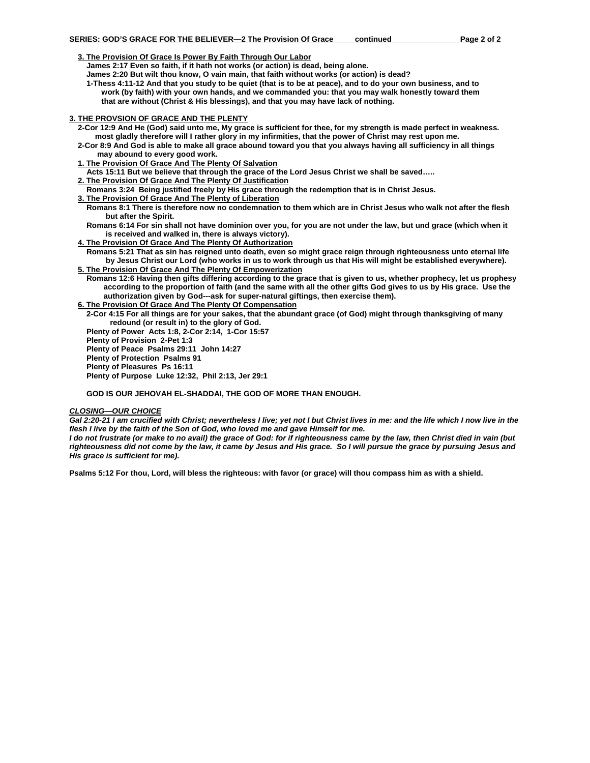**3. The Provision Of Grace Is Power By Faith Through Our Labor**

**James 2:17 Even so faith, if it hath not works (or action) is dead, being alone.**

**James 2:20 But wilt thou know, O vain main, that faith without works (or action) is dead?**

**1-Thess 4:11-12 And that you study to be quiet (that is to be at peace), and to do your own business, and to work (by faith) with your own hands, and we commanded you: that you may walk honestly toward them that are without (Christ & His blessings), and that you may have lack of nothing.**

## 3. THE PROVSION OF GRACE AND THE PLENTY

**2-Cor 12:9 And He (God) said unto me, My grace is sufficient for thee, for my strength is made perfect in weakness. most gladly therefore will I rather glory in my infirmities, that the power of Christ may rest upon me.**

**2-Cor 8:9 And God is able to make all grace abound toward you that you always having all sufficiency in all things may abound to every good work.**

**1. The Provision Of Grace And The Plenty Of Salvation**

**Acts 15:11 But we believe that through the grace of the Lord Jesus Christ we shall be saved…..**

**2. The Provision Of Grace And The Plenty Of Justification**

**Romans 3:24 Being justified freely by His grace through the redemption that is in Christ Jesus.**

**3. The Provision Of Grace And The Plenty of Liberation**

**Romans 8:1 There is therefore now no condemnation to them which are in Christ Jesus who walk not after the flesh but after the Spirit.**

**Romans 6:14 For sin shall not have dominion over you, for you are not under the law, but und grace (which when it is received and walked in, there is always victory).**

**4. The Provision Of Grace And The Plenty Of Authorization**

**Romans 5:21 That as sin has reigned unto death, even so might grace reign through righteousness unto eternal life by Jesus Christ our Lord (who works in us to work through us that His will might be established everywhere).**

**5. The Provision Of Grace And The Plenty Of Empowerization**

**Romans 12:6 Having then gifts differing according to the grace that is given to us, whether prophecy, let us prophesy according to the proportion of faith (and the same with all the other gifts God gives to us by His grace. Use the authorization given by God---ask for super-natural giftings, then exercise them).**

**6. The Provision Of Grace And The Plenty Of Compensation**

**2-Cor 4:15 For all things are for your sakes, that the abundant grace (of God) might through thanksgiving of many redound (or result in) to the glory of God.**

**Plenty of Power Acts 1:8, 2-Cor 2:14, 1-Cor 15:57**
**Plenty of Provision 2-Pet 1:3**
**Plenty of Peace Psalms 29:11 John 14:27**
**Plenty of Protection Psalms 91**
**Plenty of Pleasures Ps 16:11**
**Plenty of Purpose Luke 12:32, Phil 2:13, Jer 29:1**

**GOD IS OUR JEHOVAH EL-SHADDAI, THE GOD OF MORE THAN ENOUGH.**

***CLOSING—OUR CHOICE***

***Gal 2:20-21 I am crucified with Christ; nevertheless I live; yet not I but Christ lives in me: and the life which I now live in the flesh I live by the faith of the Son of God, who loved me and gave Himself for me.***

***I do not frustrate (or make to no avail) the grace of God: for if righteousness came by the law, then Christ died in vain (but righteousness did not come by the law, it came by Jesus and His grace. So I will pursue the grace by pursuing Jesus and His grace is sufficient for me).***

**Psalms 5:12 For thou, Lord, will bless the righteous: with favor (or grace) will thou compass him as with a shield.**